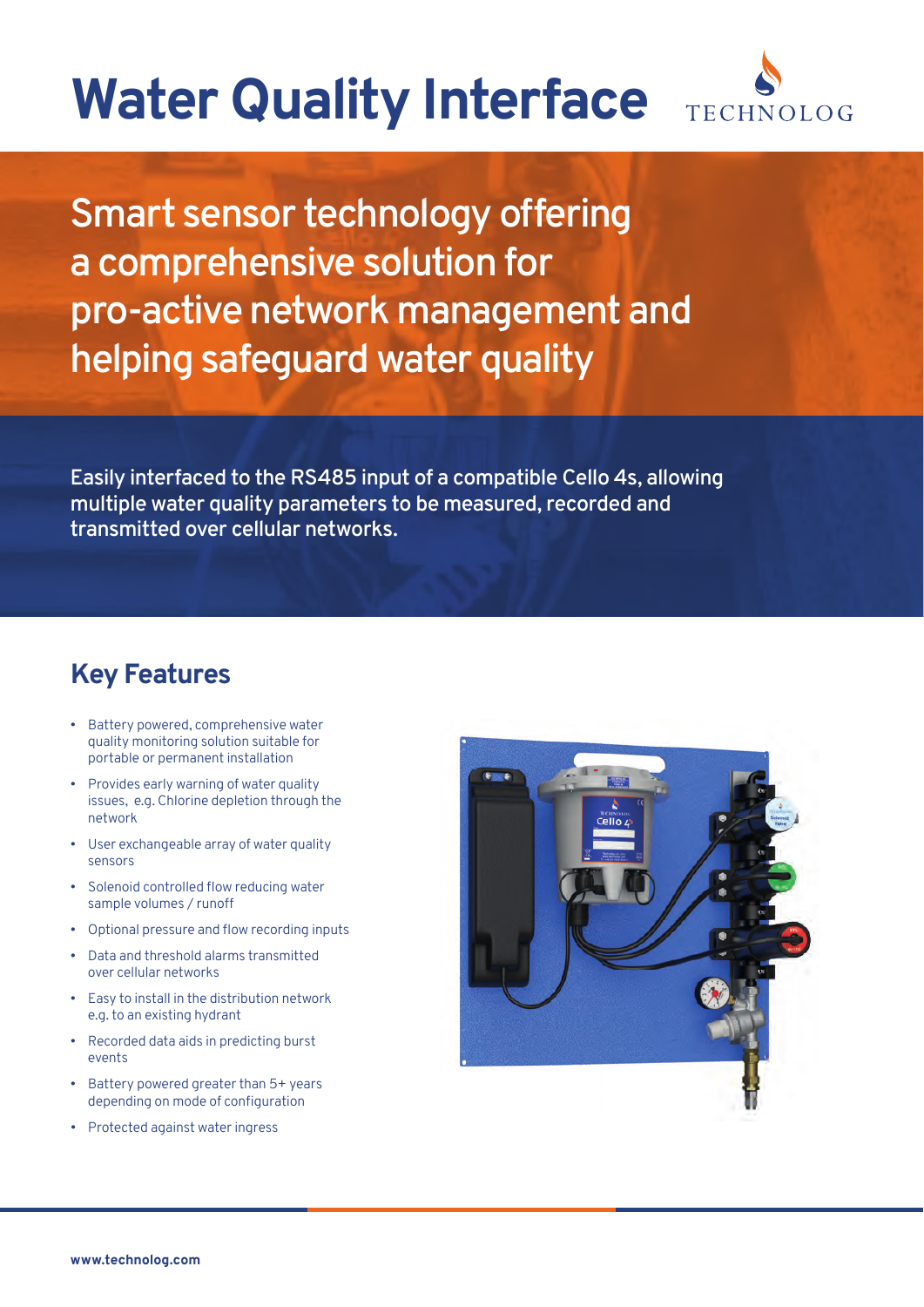# Water Quality Interface

TECHNOLOG

## Smart sensor technology offering a comprehensive solution for pro-active network management and helping safeguard water quality

Easily interfaced to the RS485 input of a compatible Cello 4s, allowing multiple water quality parameters to be measured, recorded and transmitted over cellular networks.

## Key Features

- Battery powered, comprehensive water quality monitoring solution suitable for portable or permanent installation
- Provides early warning of water quality issues, e.g. Chlorine depletion through the network
- User exchangeable array of water quality sensors
- Solenoid controlled flow reducing water sample volumes / runoff
- Optional pressure and flow recording inputs
- Data and threshold alarms transmitted over cellular networks
- Easy to install in the distribution network e.g. to an existing hydrant
- Recorded data aids in predicting burst events
- Battery powered greater than 5+ years depending on mode of configuration
- Protected against water ingress

**www.technolog.com**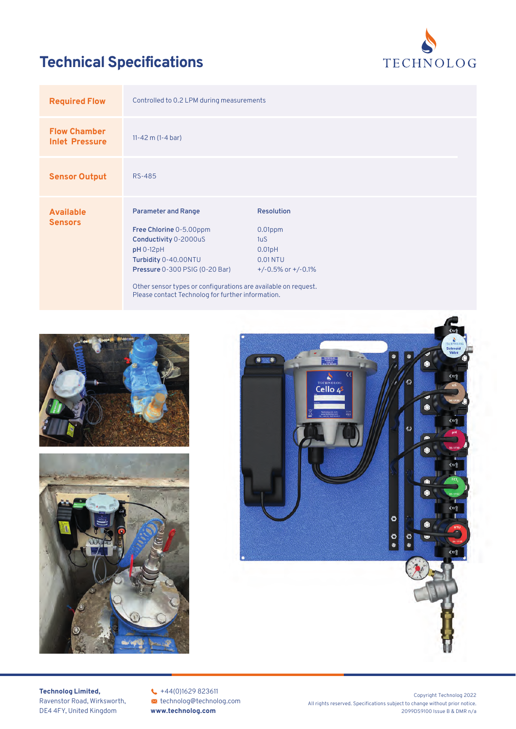# Technical Specifications

| | |
|---|---|
| **Required Flow** | Controlled to 0.2 LPM during measurements |
| **Flow Chamber Inlet Pressure** | 11-42 m (1-4 bar) |
| **Sensor Output** | RS-485 |
| **Available Sensors** | see below |

**Available Sensors**

| Parameter and Range | Resolution |
|---|---|
| **Free Chlorine** 0-5.00ppm | 0.01ppm |
| **Conductivity** 0-2000uS | 1uS |
| **pH** 0-12pH | 0.01pH |
| **Turbidity** 0-40.00NTU | 0.01 NTU |
| **Pressure** 0-300 PSIG (0-20 Bar) | +/-0.5% or +/-0.1% |

Other sensor types or configurations are available on request.
Please contact Technolog for further information.

**Technolog Limited,**
Ravenstor Road, Wirksworth,
DE4 4FY, United Kingdom

+44(0)1629 823611
technolog@technolog.com
**www.technolog.com**

Copyright Technolog 2022
All rights reserved. Specifications subject to change without prior notice.
2099DS9100 Issue B & DMR n/a